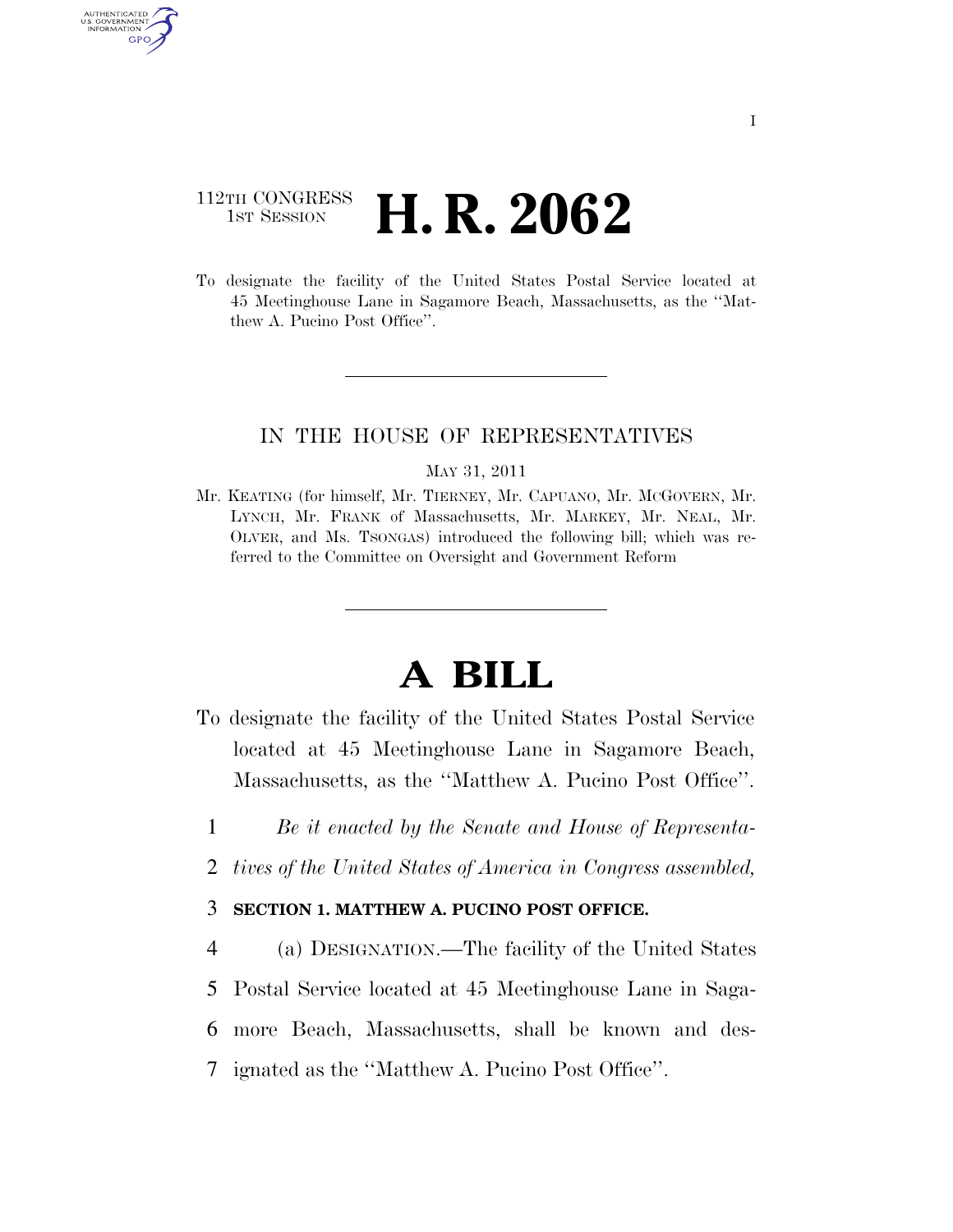112TH CONGRESS
1ST SESSION

# H. R. 2062

To designate the facility of the United States Postal Service located at 45 Meetinghouse Lane in Sagamore Beach, Massachusetts, as the ''Matthew A. Pucino Post Office''.

IN THE HOUSE OF REPRESENTATIVES

MAY 31, 2011

Mr. KEATING (for himself, Mr. TIERNEY, Mr. CAPUANO, Mr. MCGOVERN, Mr. LYNCH, Mr. FRANK of Massachusetts, Mr. MARKEY, Mr. NEAL, Mr. OLVER, and Ms. TSONGAS) introduced the following bill; which was referred to the Committee on Oversight and Government Reform

# A BILL

To designate the facility of the United States Postal Service located at 45 Meetinghouse Lane in Sagamore Beach, Massachusetts, as the ''Matthew A. Pucino Post Office''.

1 *Be it enacted by the Senate and House of Representa-*
2 *tives of the United States of America in Congress assembled,*

3 **SECTION 1. MATTHEW A. PUCINO POST OFFICE.**

4 (a) DESIGNATION.—The facility of the United States
5 Postal Service located at 45 Meetinghouse Lane in Saga-
6 more Beach, Massachusetts, shall be known and des-
7 ignated as the ''Matthew A. Pucino Post Office''.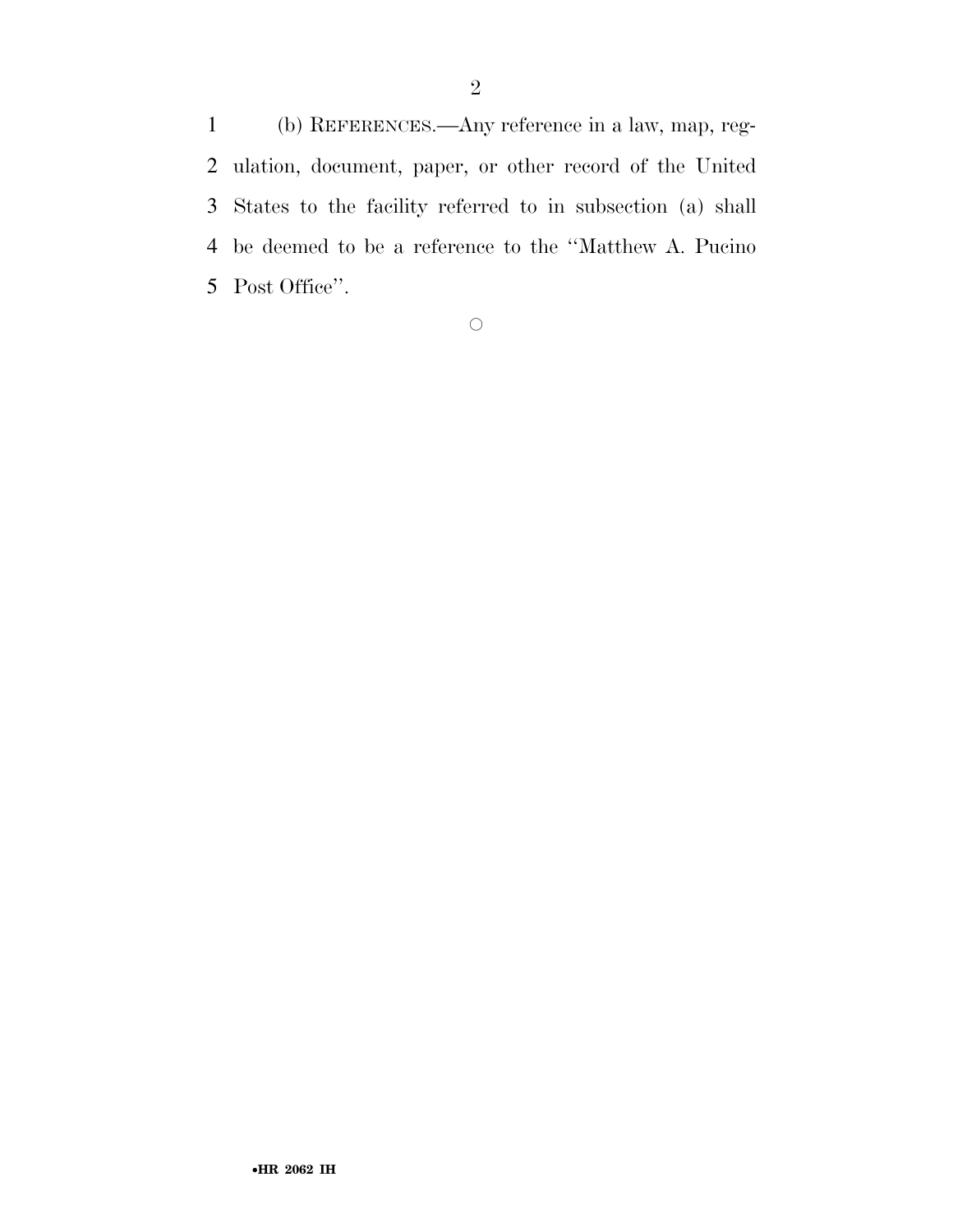(b) REFERENCES.—Any reference in a law, map, regulation, document, paper, or other record of the United States to the facility referred to in subsection (a) shall be deemed to be a reference to the "Matthew A. Pucino Post Office".